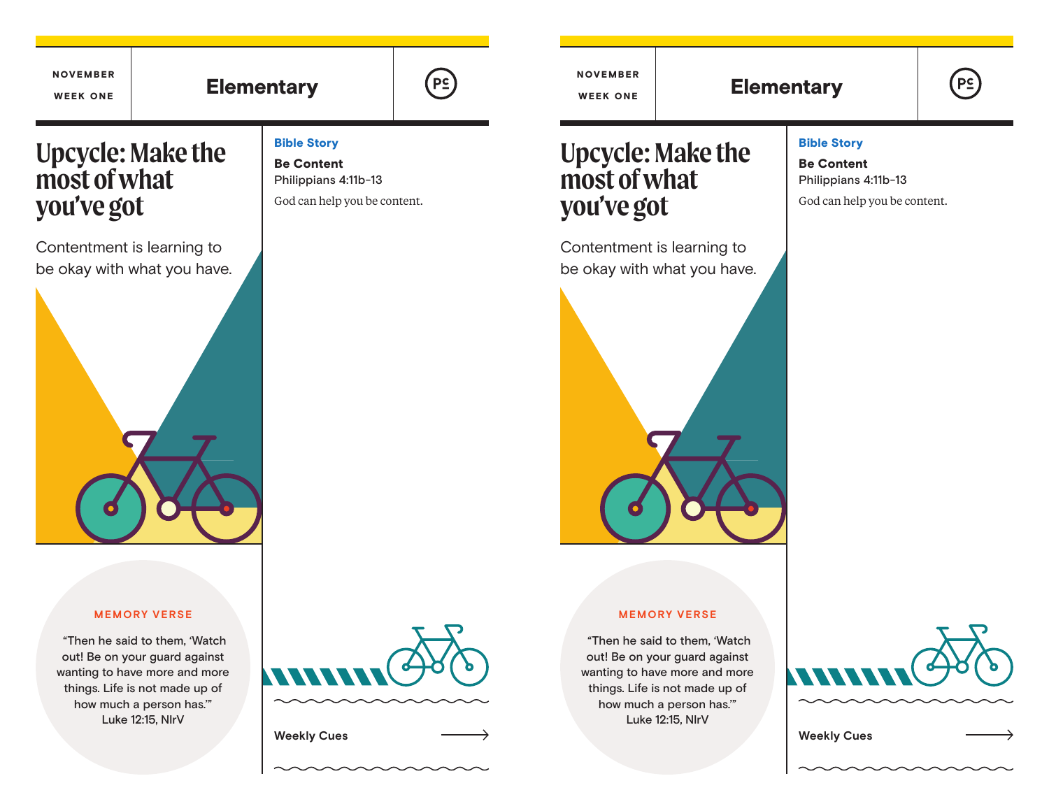NOVEMBER

WEEK ONE

# Elementary

## Upcycle: Make the most of what you've got

Contentment is learning to be okay with what you have.

**Bible Story**

**Be Content**

Philippians 4:11b-13

God can help you be content.

**MEMORY VERSE**

"Then he said to them, 'Watch out! Be on your guard against wanting to have more and more things. Life is not made up of how much a person has.'"
Luke 12:15, NIrV

Weekly Cues

NOVEMBER

WEEK ONE

# Elementary

## Upcycle: Make the most of what you've got

Contentment is learning to be okay with what you have.

**Bible Story**

**Be Content**

Philippians 4:11b-13

God can help you be content.

**MEMORY VERSE**

"Then he said to them, 'Watch out! Be on your guard against wanting to have more and more things. Life is not made up of how much a person has.'"
Luke 12:15, NIrV

Weekly Cues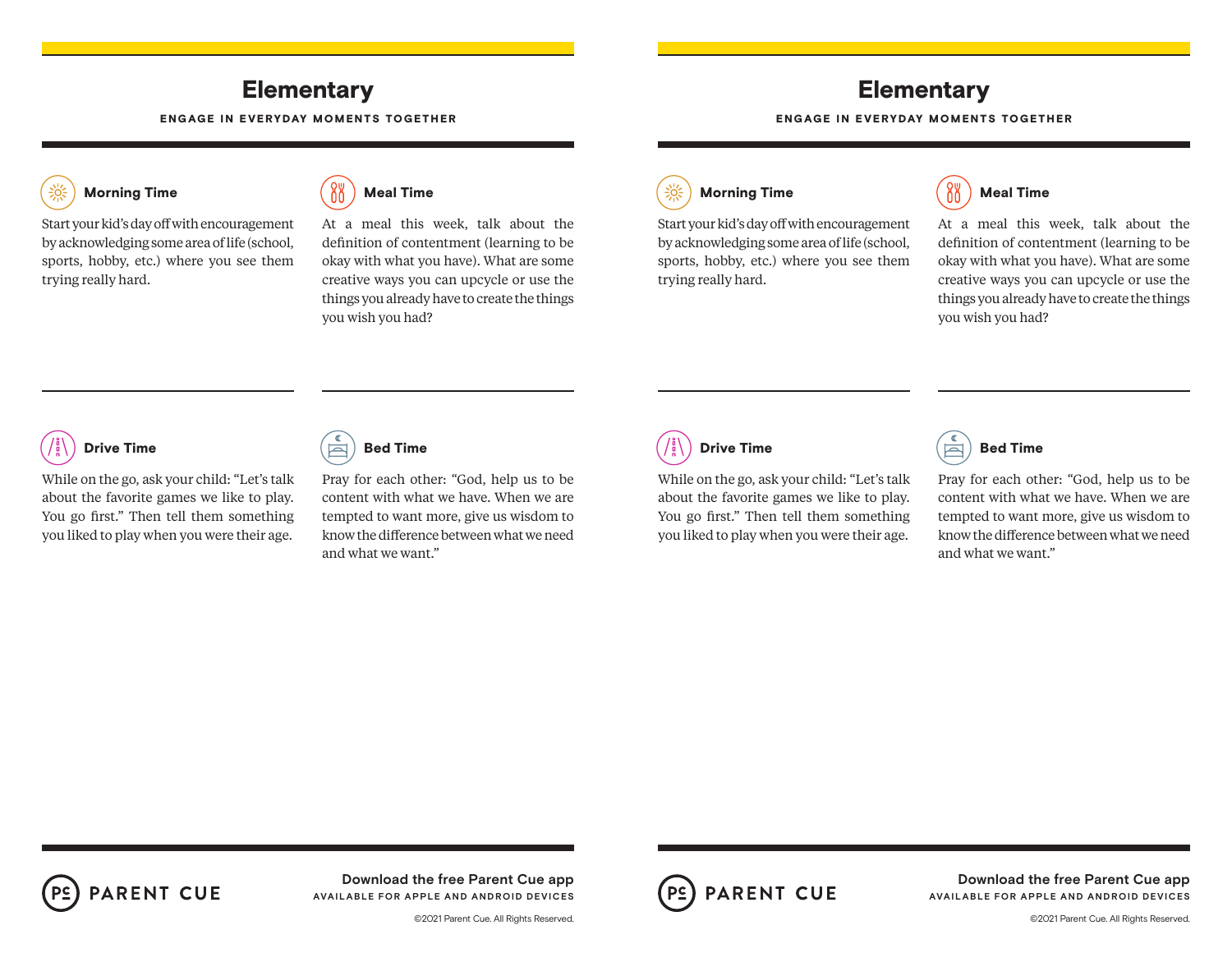# Elementary

**ENGAGE IN EVERYDAY MOMENTS TOGETHER**

### Morning Time

Start your kid's day off with encouragement by acknowledging some area of life (school, sports, hobby, etc.) where you see them trying really hard.

### Meal Time

At a meal this week, talk about the definition of contentment (learning to be okay with what you have). What are some creative ways you can upcycle or use the things you already have to create the things you wish you had?

### Drive Time

While on the go, ask your child: "Let's talk about the favorite games we like to play. You go first." Then tell them something you liked to play when you were their age.

### Bed Time

Pray for each other: "God, help us to be content with what we have. When we are tempted to want more, give us wisdom to know the difference between what we need and what we want."

PARENT CUE

**Download the free Parent Cue app**
AVAILABLE FOR APPLE AND ANDROID DEVICES

©2021 Parent Cue. All Rights Reserved.

# Elementary

**ENGAGE IN EVERYDAY MOMENTS TOGETHER**

### Morning Time

Start your kid's day off with encouragement by acknowledging some area of life (school, sports, hobby, etc.) where you see them trying really hard.

### Meal Time

At a meal this week, talk about the definition of contentment (learning to be okay with what you have). What are some creative ways you can upcycle or use the things you already have to create the things you wish you had?

### Drive Time

While on the go, ask your child: "Let's talk about the favorite games we like to play. You go first." Then tell them something you liked to play when you were their age.

### Bed Time

Pray for each other: "God, help us to be content with what we have. When we are tempted to want more, give us wisdom to know the difference between what we need and what we want."

PARENT CUE

**Download the free Parent Cue app**
AVAILABLE FOR APPLE AND ANDROID DEVICES

©2021 Parent Cue. All Rights Reserved.